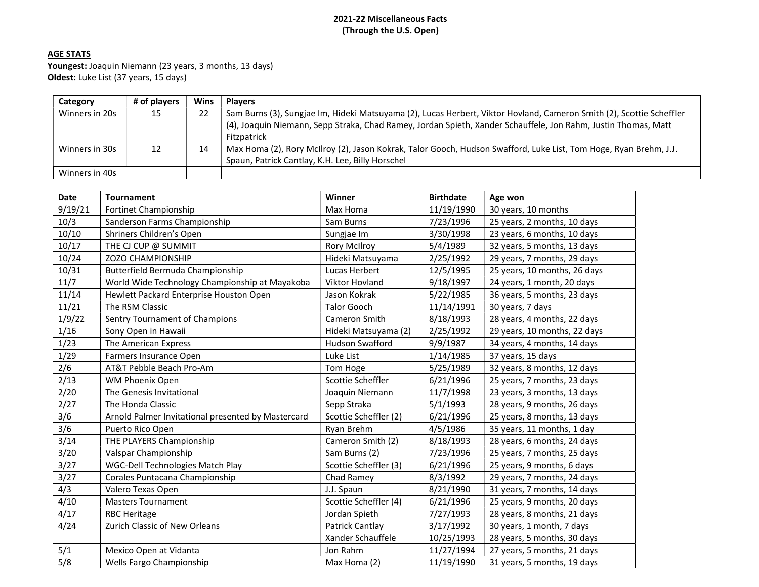**2021-22 Miscellaneous Facts**
**(Through the U.S. Open)**

**AGE STATS**

**Youngest:** Joaquin Niemann (23 years, 3 months, 13 days)
**Oldest:** Luke List (37 years, 15 days)

| Category | # of players | Wins | Players |
|---|---|---|---|
| Winners in 20s | 15 | 22 | Sam Burns (3), Sungjae Im, Hideki Matsuyama (2), Lucas Herbert, Viktor Hovland, Cameron Smith (2), Scottie Scheffler (4), Joaquin Niemann, Sepp Straka, Chad Ramey, Jordan Spieth, Xander Schauffele, Jon Rahm, Justin Thomas, Matt Fitzpatrick |
| Winners in 30s | 12 | 14 | Max Homa (2), Rory McIlroy (2), Jason Kokrak, Talor Gooch, Hudson Swafford, Luke List, Tom Hoge, Ryan Brehm, J.J. Spaun, Patrick Cantlay, K.H. Lee, Billy Horschel |
| Winners in 40s | | | |

| Date | Tournament | Winner | Birthdate | Age won |
|---|---|---|---|---|
| 9/19/21 | Fortinet Championship | Max Homa | 11/19/1990 | 30 years, 10 months |
| 10/3 | Sanderson Farms Championship | Sam Burns | 7/23/1996 | 25 years, 2 months, 10 days |
| 10/10 | Shriners Children's Open | Sungjae Im | 3/30/1998 | 23 years, 6 months, 10 days |
| 10/17 | THE CJ CUP @ SUMMIT | Rory McIlroy | 5/4/1989 | 32 years, 5 months, 13 days |
| 10/24 | ZOZO CHAMPIONSHIP | Hideki Matsuyama | 2/25/1992 | 29 years, 7 months, 29 days |
| 10/31 | Butterfield Bermuda Championship | Lucas Herbert | 12/5/1995 | 25 years, 10 months, 26 days |
| 11/7 | World Wide Technology Championship at Mayakoba | Viktor Hovland | 9/18/1997 | 24 years, 1 month, 20 days |
| 11/14 | Hewlett Packard Enterprise Houston Open | Jason Kokrak | 5/22/1985 | 36 years, 5 months, 23 days |
| 11/21 | The RSM Classic | Talor Gooch | 11/14/1991 | 30 years, 7 days |
| 1/9/22 | Sentry Tournament of Champions | Cameron Smith | 8/18/1993 | 28 years, 4 months, 22 days |
| 1/16 | Sony Open in Hawaii | Hideki Matsuyama (2) | 2/25/1992 | 29 years, 10 months, 22 days |
| 1/23 | The American Express | Hudson Swafford | 9/9/1987 | 34 years, 4 months, 14 days |
| 1/29 | Farmers Insurance Open | Luke List | 1/14/1985 | 37 years, 15 days |
| 2/6 | AT&T Pebble Beach Pro-Am | Tom Hoge | 5/25/1989 | 32 years, 8 months, 12 days |
| 2/13 | WM Phoenix Open | Scottie Scheffler | 6/21/1996 | 25 years, 7 months, 23 days |
| 2/20 | The Genesis Invitational | Joaquin Niemann | 11/7/1998 | 23 years, 3 months, 13 days |
| 2/27 | The Honda Classic | Sepp Straka | 5/1/1993 | 28 years, 9 months, 26 days |
| 3/6 | Arnold Palmer Invitational presented by Mastercard | Scottie Scheffler (2) | 6/21/1996 | 25 years, 8 months, 13 days |
| 3/6 | Puerto Rico Open | Ryan Brehm | 4/5/1986 | 35 years, 11 months, 1 day |
| 3/14 | THE PLAYERS Championship | Cameron Smith (2) | 8/18/1993 | 28 years, 6 months, 24 days |
| 3/20 | Valspar Championship | Sam Burns (2) | 7/23/1996 | 25 years, 7 months, 25 days |
| 3/27 | WGC-Dell Technologies Match Play | Scottie Scheffler (3) | 6/21/1996 | 25 years, 9 months, 6 days |
| 3/27 | Corales Puntacana Championship | Chad Ramey | 8/3/1992 | 29 years, 7 months, 24 days |
| 4/3 | Valero Texas Open | J.J. Spaun | 8/21/1990 | 31 years, 7 months, 14 days |
| 4/10 | Masters Tournament | Scottie Scheffler (4) | 6/21/1996 | 25 years, 9 months, 20 days |
| 4/17 | RBC Heritage | Jordan Spieth | 7/27/1993 | 28 years, 8 months, 21 days |
| 4/24 | Zurich Classic of New Orleans | Patrick Cantlay | 3/17/1992 | 30 years, 1 month, 7 days |
| | | Xander Schauffele | 10/25/1993 | 28 years, 5 months, 30 days |
| 5/1 | Mexico Open at Vidanta | Jon Rahm | 11/27/1994 | 27 years, 5 months, 21 days |
| 5/8 | Wells Fargo Championship | Max Homa (2) | 11/19/1990 | 31 years, 5 months, 19 days |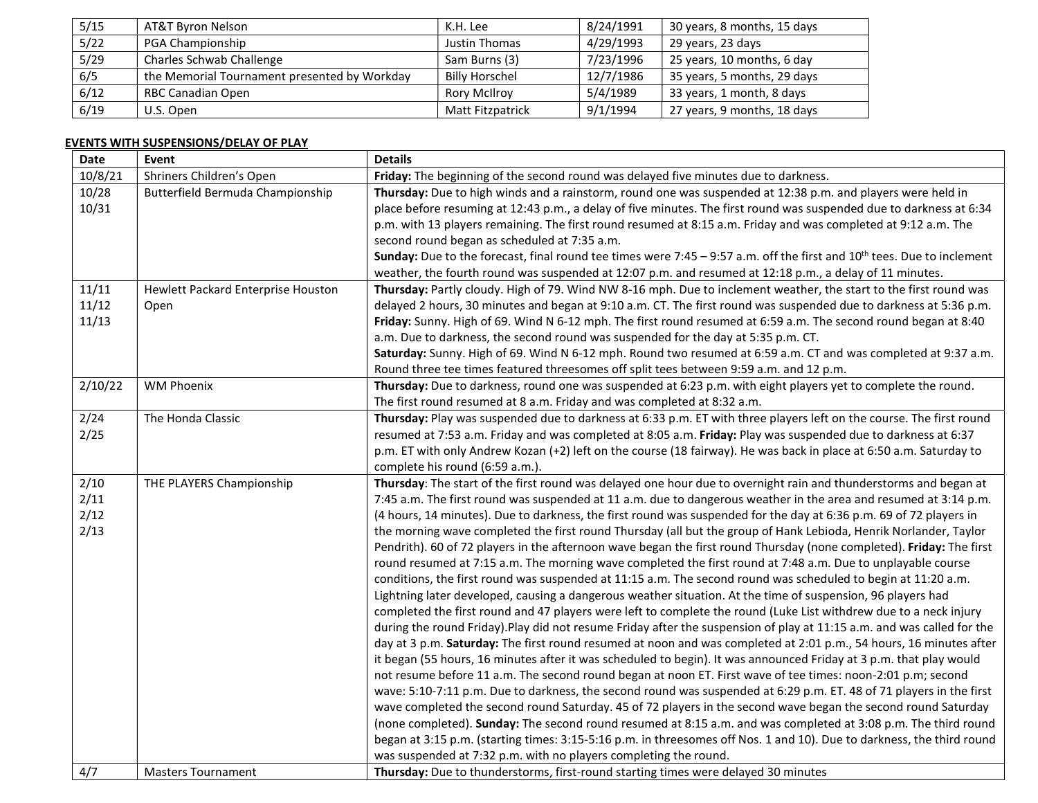| | | | | |
|---|---|---|---|---|
| 5/15 | AT&T Byron Nelson | K.H. Lee | 8/24/1991 | 30 years, 8 months, 15 days |
| 5/22 | PGA Championship | Justin Thomas | 4/29/1993 | 29 years, 23 days |
| 5/29 | Charles Schwab Challenge | Sam Burns (3) | 7/23/1996 | 25 years, 10 months, 6 day |
| 6/5 | the Memorial Tournament presented by Workday | Billy Horschel | 12/7/1986 | 35 years, 5 months, 29 days |
| 6/12 | RBC Canadian Open | Rory McIlroy | 5/4/1989 | 33 years, 1 month, 8 days |
| 6/19 | U.S. Open | Matt Fitzpatrick | 9/1/1994 | 27 years, 9 months, 18 days |

**EVENTS WITH SUSPENSIONS/DELAY OF PLAY**

| Date | Event | Details |
|---|---|---|
| 10/8/21 | Shriners Children's Open | **Friday:** The beginning of the second round was delayed five minutes due to darkness. |
| 10/28<br>10/31 | Butterfield Bermuda Championship | **Thursday:** Due to high winds and a rainstorm, round one was suspended at 12:38 p.m. and players were held in place before resuming at 12:43 p.m., a delay of five minutes. The first round was suspended due to darkness at 6:34 p.m. with 13 players remaining. The first round resumed at 8:15 a.m. Friday and was completed at 9:12 a.m. The second round began as scheduled at 7:35 a.m.<br>**Sunday:** Due to the forecast, final round tee times were 7:45 – 9:57 a.m. off the first and 10th tees. Due to inclement weather, the fourth round was suspended at 12:07 p.m. and resumed at 12:18 p.m., a delay of 11 minutes. |
| 11/11<br>11/12<br>11/13 | Hewlett Packard Enterprise Houston Open | **Thursday:** Partly cloudy. High of 79. Wind NW 8-16 mph. Due to inclement weather, the start to the first round was delayed 2 hours, 30 minutes and began at 9:10 a.m. CT. The first round was suspended due to darkness at 5:36 p.m.<br>**Friday:** Sunny. High of 69. Wind N 6-12 mph. The first round resumed at 6:59 a.m. The second round began at 8:40 a.m. Due to darkness, the second round was suspended for the day at 5:35 p.m. CT.<br>**Saturday:** Sunny. High of 69. Wind N 6-12 mph. Round two resumed at 6:59 a.m. CT and was completed at 9:37 a.m. Round three tee times featured threesomes off split tees between 9:59 a.m. and 12 p.m. |
| 2/10/22 | WM Phoenix | **Thursday:** Due to darkness, round one was suspended at 6:23 p.m. with eight players yet to complete the round. The first round resumed at 8 a.m. Friday and was completed at 8:32 a.m. |
| 2/24<br>2/25 | The Honda Classic | **Thursday:** Play was suspended due to darkness at 6:33 p.m. ET with three players left on the course. The first round resumed at 7:53 a.m. Friday and was completed at 8:05 a.m. **Friday:** Play was suspended due to darkness at 6:37 p.m. ET with only Andrew Kozan (+2) left on the course (18 fairway). He was back in place at 6:50 a.m. Saturday to complete his round (6:59 a.m.). |
| 2/10<br>2/11<br>2/12<br>2/13 | THE PLAYERS Championship | **Thursday**: The start of the first round was delayed one hour due to overnight rain and thunderstorms and began at 7:45 a.m. The first round was suspended at 11 a.m. due to dangerous weather in the area and resumed at 3:14 p.m. (4 hours, 14 minutes). Due to darkness, the first round was suspended for the day at 6:36 p.m. 69 of 72 players in the morning wave completed the first round Thursday (all but the group of Hank Lebioda, Henrik Norlander, Taylor Pendrith). 60 of 72 players in the afternoon wave began the first round Thursday (none completed). **Friday:** The first round resumed at 7:15 a.m. The morning wave completed the first round at 7:48 a.m. Due to unplayable course conditions, the first round was suspended at 11:15 a.m. The second round was scheduled to begin at 11:20 a.m. Lightning later developed, causing a dangerous weather situation. At the time of suspension, 96 players had completed the first round and 47 players were left to complete the round (Luke List withdrew due to a neck injury during the round Friday).Play did not resume Friday after the suspension of play at 11:15 a.m. and was called for the day at 3 p.m. **Saturday:** The first round resumed at noon and was completed at 2:01 p.m., 54 hours, 16 minutes after it began (55 hours, 16 minutes after it was scheduled to begin). It was announced Friday at 3 p.m. that play would not resume before 11 a.m. The second round began at noon ET. First wave of tee times: noon-2:01 p.m; second wave: 5:10-7:11 p.m. Due to darkness, the second round was suspended at 6:29 p.m. ET. 48 of 71 players in the first wave completed the second round Saturday. 45 of 72 players in the second wave began the second round Saturday (none completed). **Sunday:** The second round resumed at 8:15 a.m. and was completed at 3:08 p.m. The third round began at 3:15 p.m. (starting times: 3:15-5:16 p.m. in threesomes off Nos. 1 and 10). Due to darkness, the third round was suspended at 7:32 p.m. with no players completing the round. |
| 4/7 | Masters Tournament | **Thursday:** Due to thunderstorms, first-round starting times were delayed 30 minutes |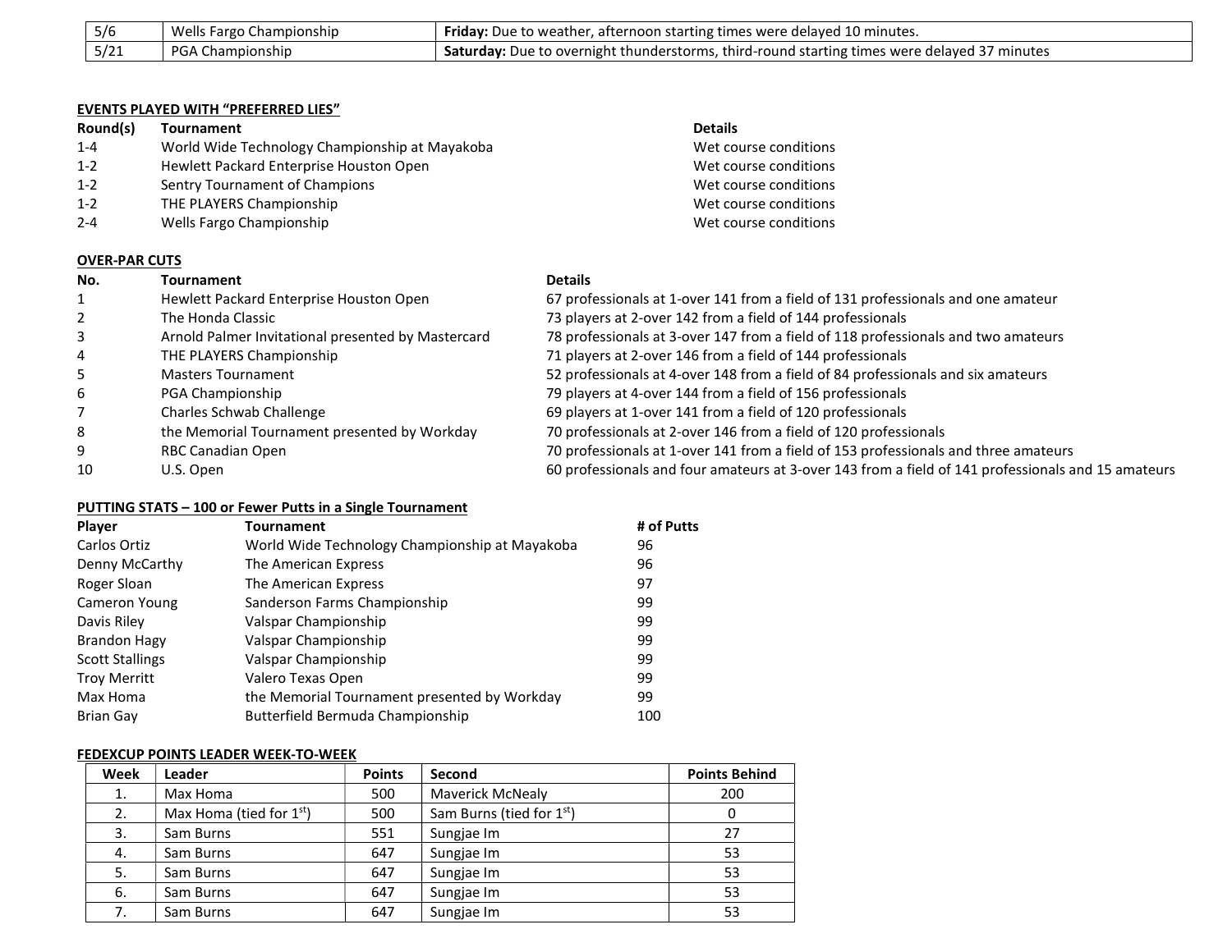| 5/6 | Wells Fargo Championship | **Friday:** Due to weather, afternoon starting times were delayed 10 minutes. |
|---|---|---|
| 5/21 | PGA Championship | **Saturday:** Due to overnight thunderstorms, third-round starting times were delayed 37 minutes |

**EVENTS PLAYED WITH "PREFERRED LIES"**

| Round(s) | Tournament | Details |
|---|---|---|
| 1-4 | World Wide Technology Championship at Mayakoba | Wet course conditions |
| 1-2 | Hewlett Packard Enterprise Houston Open | Wet course conditions |
| 1-2 | Sentry Tournament of Champions | Wet course conditions |
| 1-2 | THE PLAYERS Championship | Wet course conditions |
| 2-4 | Wells Fargo Championship | Wet course conditions |

**OVER-PAR CUTS**

| No. | Tournament | Details |
|---|---|---|
| 1 | Hewlett Packard Enterprise Houston Open | 67 professionals at 1-over 141 from a field of 131 professionals and one amateur |
| 2 | The Honda Classic | 73 players at 2-over 142 from a field of 144 professionals |
| 3 | Arnold Palmer Invitational presented by Mastercard | 78 professionals at 3-over 147 from a field of 118 professionals and two amateurs |
| 4 | THE PLAYERS Championship | 71 players at 2-over 146 from a field of 144 professionals |
| 5 | Masters Tournament | 52 professionals at 4-over 148 from a field of 84 professionals and six amateurs |
| 6 | PGA Championship | 79 players at 4-over 144 from a field of 156 professionals |
| 7 | Charles Schwab Challenge | 69 players at 1-over 141 from a field of 120 professionals |
| 8 | the Memorial Tournament presented by Workday | 70 professionals at 2-over 146 from a field of 120 professionals |
| 9 | RBC Canadian Open | 70 professionals at 1-over 141 from a field of 153 professionals and three amateurs |
| 10 | U.S. Open | 60 professionals and four amateurs at 3-over 143 from a field of 141 professionals and 15 amateurs |

**PUTTING STATS – 100 or Fewer Putts in a Single Tournament**

| Player | Tournament | # of Putts |
|---|---|---|
| Carlos Ortiz | World Wide Technology Championship at Mayakoba | 96 |
| Denny McCarthy | The American Express | 96 |
| Roger Sloan | The American Express | 97 |
| Cameron Young | Sanderson Farms Championship | 99 |
| Davis Riley | Valspar Championship | 99 |
| Brandon Hagy | Valspar Championship | 99 |
| Scott Stallings | Valspar Championship | 99 |
| Troy Merritt | Valero Texas Open | 99 |
| Max Homa | the Memorial Tournament presented by Workday | 99 |
| Brian Gay | Butterfield Bermuda Championship | 100 |

**FEDEXCUP POINTS LEADER WEEK-TO-WEEK**

| Week | Leader | Points | Second | Points Behind |
|---|---|---|---|---|
| 1. | Max Homa | 500 | Maverick McNealy | 200 |
| 2. | Max Homa (tied for 1st) | 500 | Sam Burns (tied for 1st) | 0 |
| 3. | Sam Burns | 551 | Sungjae Im | 27 |
| 4. | Sam Burns | 647 | Sungjae Im | 53 |
| 5. | Sam Burns | 647 | Sungjae Im | 53 |
| 6. | Sam Burns | 647 | Sungjae Im | 53 |
| 7. | Sam Burns | 647 | Sungjae Im | 53 |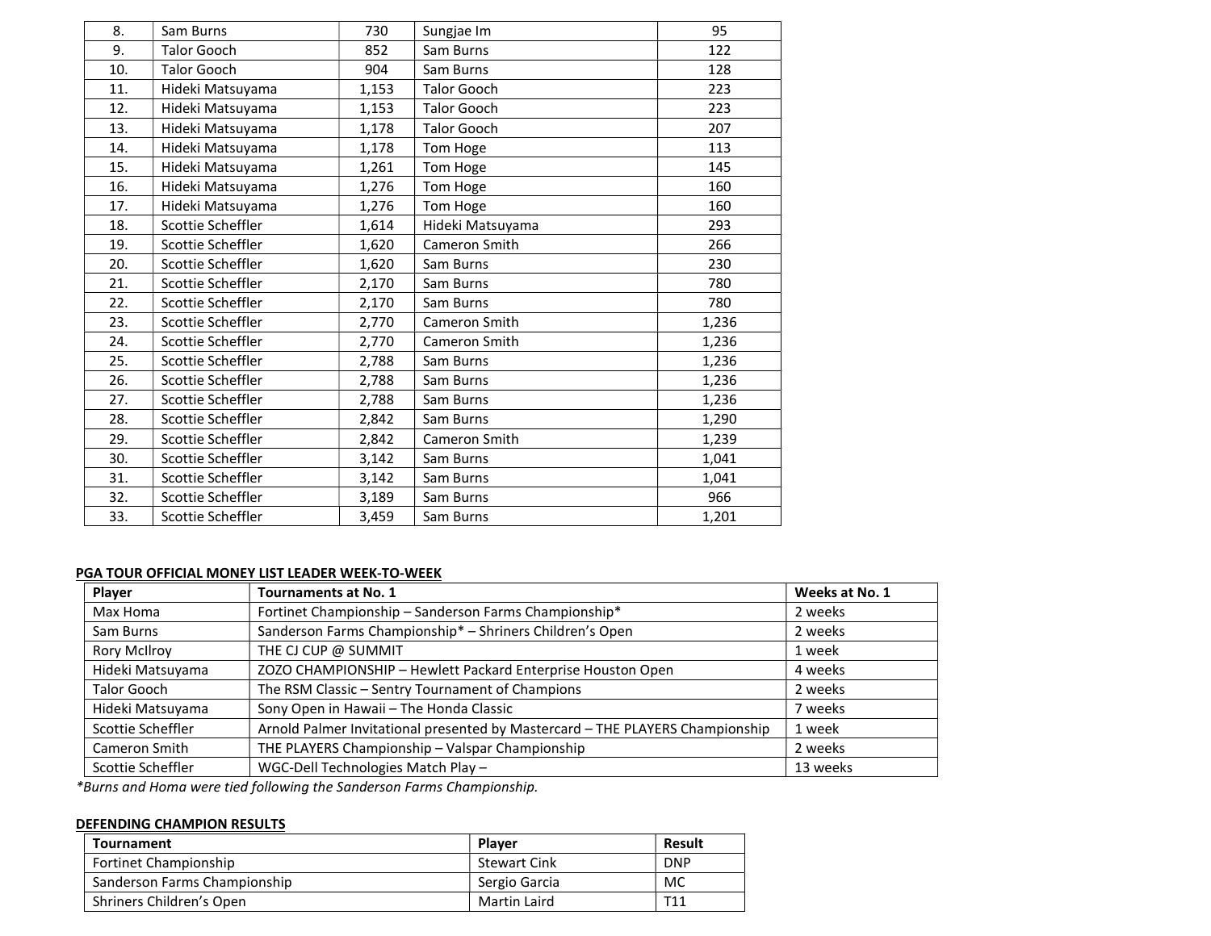| 8. | Sam Burns | 730 | Sungjae Im | 95 |
|---|---|---|---|---|
| 9. | Talor Gooch | 852 | Sam Burns | 122 |
| 10. | Talor Gooch | 904 | Sam Burns | 128 |
| 11. | Hideki Matsuyama | 1,153 | Talor Gooch | 223 |
| 12. | Hideki Matsuyama | 1,153 | Talor Gooch | 223 |
| 13. | Hideki Matsuyama | 1,178 | Talor Gooch | 207 |
| 14. | Hideki Matsuyama | 1,178 | Tom Hoge | 113 |
| 15. | Hideki Matsuyama | 1,261 | Tom Hoge | 145 |
| 16. | Hideki Matsuyama | 1,276 | Tom Hoge | 160 |
| 17. | Hideki Matsuyama | 1,276 | Tom Hoge | 160 |
| 18. | Scottie Scheffler | 1,614 | Hideki Matsuyama | 293 |
| 19. | Scottie Scheffler | 1,620 | Cameron Smith | 266 |
| 20. | Scottie Scheffler | 1,620 | Sam Burns | 230 |
| 21. | Scottie Scheffler | 2,170 | Sam Burns | 780 |
| 22. | Scottie Scheffler | 2,170 | Sam Burns | 780 |
| 23. | Scottie Scheffler | 2,770 | Cameron Smith | 1,236 |
| 24. | Scottie Scheffler | 2,770 | Cameron Smith | 1,236 |
| 25. | Scottie Scheffler | 2,788 | Sam Burns | 1,236 |
| 26. | Scottie Scheffler | 2,788 | Sam Burns | 1,236 |
| 27. | Scottie Scheffler | 2,788 | Sam Burns | 1,236 |
| 28. | Scottie Scheffler | 2,842 | Sam Burns | 1,290 |
| 29. | Scottie Scheffler | 2,842 | Cameron Smith | 1,239 |
| 30. | Scottie Scheffler | 3,142 | Sam Burns | 1,041 |
| 31. | Scottie Scheffler | 3,142 | Sam Burns | 1,041 |
| 32. | Scottie Scheffler | 3,189 | Sam Burns | 966 |
| 33. | Scottie Scheffler | 3,459 | Sam Burns | 1,201 |

**PGA TOUR OFFICIAL MONEY LIST LEADER WEEK-TO-WEEK**

| Player | Tournaments at No. 1 | Weeks at No. 1 |
|---|---|---|
| Max Homa | Fortinet Championship – Sanderson Farms Championship* | 2 weeks |
| Sam Burns | Sanderson Farms Championship* – Shriners Children's Open | 2 weeks |
| Rory McIlroy | THE CJ CUP @ SUMMIT | 1 week |
| Hideki Matsuyama | ZOZO CHAMPIONSHIP – Hewlett Packard Enterprise Houston Open | 4 weeks |
| Talor Gooch | The RSM Classic – Sentry Tournament of Champions | 2 weeks |
| Hideki Matsuyama | Sony Open in Hawaii – The Honda Classic | 7 weeks |
| Scottie Scheffler | Arnold Palmer Invitational presented by Mastercard – THE PLAYERS Championship | 1 week |
| Cameron Smith | THE PLAYERS Championship – Valspar Championship | 2 weeks |
| Scottie Scheffler | WGC-Dell Technologies Match Play – | 13 weeks |

*Burns and Homa were tied following the Sanderson Farms Championship.*

**DEFENDING CHAMPION RESULTS**

| Tournament | Player | Result |
|---|---|---|
| Fortinet Championship | Stewart Cink | DNP |
| Sanderson Farms Championship | Sergio Garcia | MC |
| Shriners Children's Open | Martin Laird | T11 |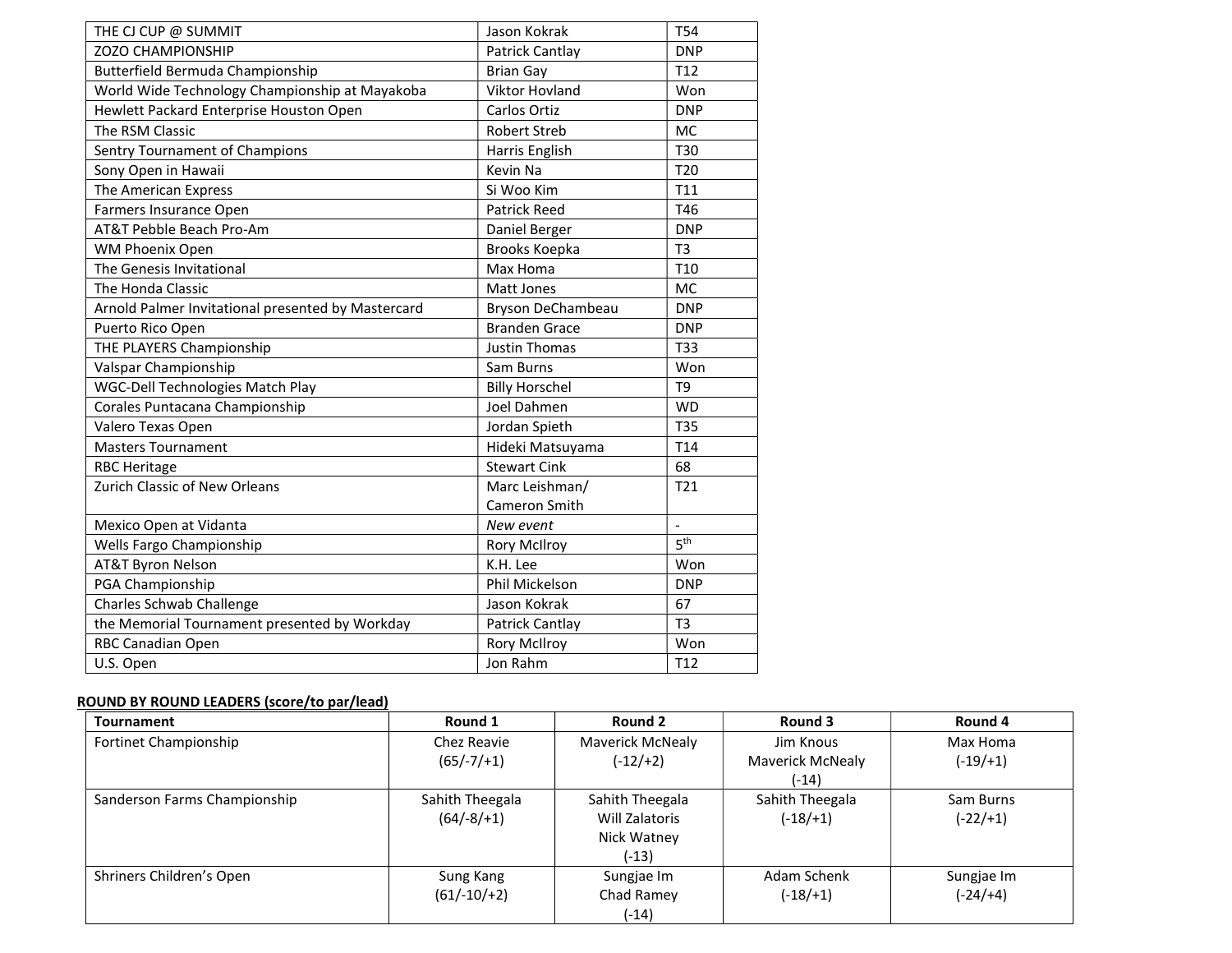| | | |
|---|---|---|
| THE CJ CUP @ SUMMIT | Jason Kokrak | T54 |
| ZOZO CHAMPIONSHIP | Patrick Cantlay | DNP |
| Butterfield Bermuda Championship | Brian Gay | T12 |
| World Wide Technology Championship at Mayakoba | Viktor Hovland | Won |
| Hewlett Packard Enterprise Houston Open | Carlos Ortiz | DNP |
| The RSM Classic | Robert Streb | MC |
| Sentry Tournament of Champions | Harris English | T30 |
| Sony Open in Hawaii | Kevin Na | T20 |
| The American Express | Si Woo Kim | T11 |
| Farmers Insurance Open | Patrick Reed | T46 |
| AT&T Pebble Beach Pro-Am | Daniel Berger | DNP |
| WM Phoenix Open | Brooks Koepka | T3 |
| The Genesis Invitational | Max Homa | T10 |
| The Honda Classic | Matt Jones | MC |
| Arnold Palmer Invitational presented by Mastercard | Bryson DeChambeau | DNP |
| Puerto Rico Open | Branden Grace | DNP |
| THE PLAYERS Championship | Justin Thomas | T33 |
| Valspar Championship | Sam Burns | Won |
| WGC-Dell Technologies Match Play | Billy Horschel | T9 |
| Corales Puntacana Championship | Joel Dahmen | WD |
| Valero Texas Open | Jordan Spieth | T35 |
| Masters Tournament | Hideki Matsuyama | T14 |
| RBC Heritage | Stewart Cink | 68 |
| Zurich Classic of New Orleans | Marc Leishman/ Cameron Smith | T21 |
| Mexico Open at Vidanta | *New event* | - |
| Wells Fargo Championship | Rory McIlroy | 5th |
| AT&T Byron Nelson | K.H. Lee | Won |
| PGA Championship | Phil Mickelson | DNP |
| Charles Schwab Challenge | Jason Kokrak | 67 |
| the Memorial Tournament presented by Workday | Patrick Cantlay | T3 |
| RBC Canadian Open | Rory McIlroy | Won |
| U.S. Open | Jon Rahm | T12 |

**ROUND BY ROUND LEADERS (score/to par/lead)**

| Tournament | Round 1 | Round 2 | Round 3 | Round 4 |
|---|---|---|---|---|
| Fortinet Championship | Chez Reavie (65/-7/+1) | Maverick McNealy (-12/+2) | Jim Knous Maverick McNealy (-14) | Max Homa (-19/+1) |
| Sanderson Farms Championship | Sahith Theegala (64/-8/+1) | Sahith Theegala Will Zalatoris Nick Watney (-13) | Sahith Theegala (-18/+1) | Sam Burns (-22/+1) |
| Shriners Children's Open | Sung Kang (61/-10/+2) | Sungjae Im Chad Ramey (-14) | Adam Schenk (-18/+1) | Sungjae Im (-24/+4) |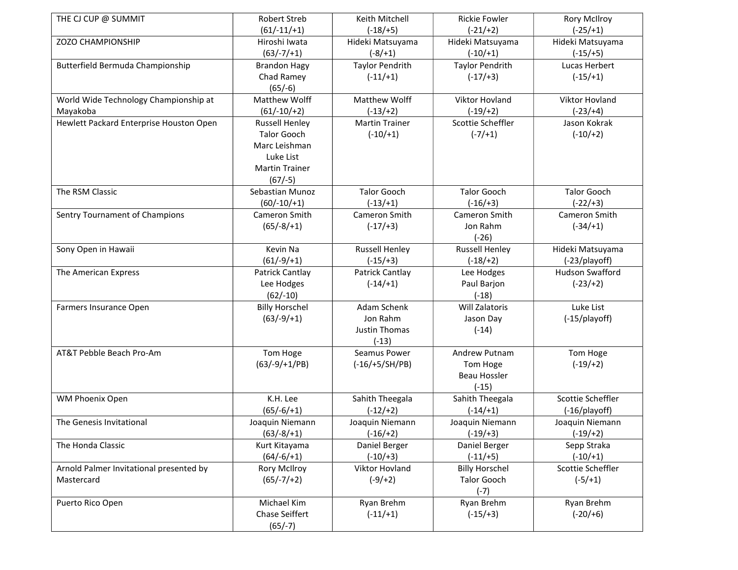| | | | | |
|---|---|---|---|---|
| THE CJ CUP @ SUMMIT | Robert Streb (61/-11/+1) | Keith Mitchell (-18/+5) | Rickie Fowler (-21/+2) | Rory McIlroy (-25/+1) |
| ZOZO CHAMPIONSHIP | Hiroshi Iwata (63/-7/+1) | Hideki Matsuyama (-8/+1) | Hideki Matsuyama (-10/+1) | Hideki Matsuyama (-15/+5) |
| Butterfield Bermuda Championship | Brandon Hagy<br>Chad Ramey<br>(65/-6) | Taylor Pendrith (-11/+1) | Taylor Pendrith (-17/+3) | Lucas Herbert (-15/+1) |
| World Wide Technology Championship at Mayakoba | Matthew Wolff (61/-10/+2) | Matthew Wolff (-13/+2) | Viktor Hovland (-19/+2) | Viktor Hovland (-23/+4) |
| Hewlett Packard Enterprise Houston Open | Russell Henley<br>Talor Gooch<br>Marc Leishman<br>Luke List<br>Martin Trainer<br>(67/-5) | Martin Trainer (-10/+1) | Scottie Scheffler (-7/+1) | Jason Kokrak (-10/+2) |
| The RSM Classic | Sebastian Munoz (60/-10/+1) | Talor Gooch (-13/+1) | Talor Gooch (-16/+3) | Talor Gooch (-22/+3) |
| Sentry Tournament of Champions | Cameron Smith (65/-8/+1) | Cameron Smith (-17/+3) | Cameron Smith<br>Jon Rahm<br>(-26) | Cameron Smith (-34/+1) |
| Sony Open in Hawaii | Kevin Na (61/-9/+1) | Russell Henley (-15/+3) | Russell Henley (-18/+2) | Hideki Matsuyama (-23/playoff) |
| The American Express | Patrick Cantlay<br>Lee Hodges<br>(62/-10) | Patrick Cantlay (-14/+1) | Lee Hodges<br>Paul Barjon<br>(-18) | Hudson Swafford (-23/+2) |
| Farmers Insurance Open | Billy Horschel (63/-9/+1) | Adam Schenk<br>Jon Rahm<br>Justin Thomas<br>(-13) | Will Zalatoris<br>Jason Day<br>(-14) | Luke List (-15/playoff) |
| AT&T Pebble Beach Pro-Am | Tom Hoge (63/-9/+1/PB) | Seamus Power (-16/+5/SH/PB) | Andrew Putnam<br>Tom Hoge<br>Beau Hossler<br>(-15) | Tom Hoge (-19/+2) |
| WM Phoenix Open | K.H. Lee (65/-6/+1) | Sahith Theegala (-12/+2) | Sahith Theegala (-14/+1) | Scottie Scheffler (-16/playoff) |
| The Genesis Invitational | Joaquin Niemann (63/-8/+1) | Joaquin Niemann (-16/+2) | Joaquin Niemann (-19/+3) | Joaquin Niemann (-19/+2) |
| The Honda Classic | Kurt Kitayama (64/-6/+1) | Daniel Berger (-10/+3) | Daniel Berger (-11/+5) | Sepp Straka (-10/+1) |
| Arnold Palmer Invitational presented by Mastercard | Rory McIlroy (65/-7/+2) | Viktor Hovland (-9/+2) | Billy Horschel<br>Talor Gooch<br>(-7) | Scottie Scheffler (-5/+1) |
| Puerto Rico Open | Michael Kim<br>Chase Seiffert<br>(65/-7) | Ryan Brehm (-11/+1) | Ryan Brehm (-15/+3) | Ryan Brehm (-20/+6) |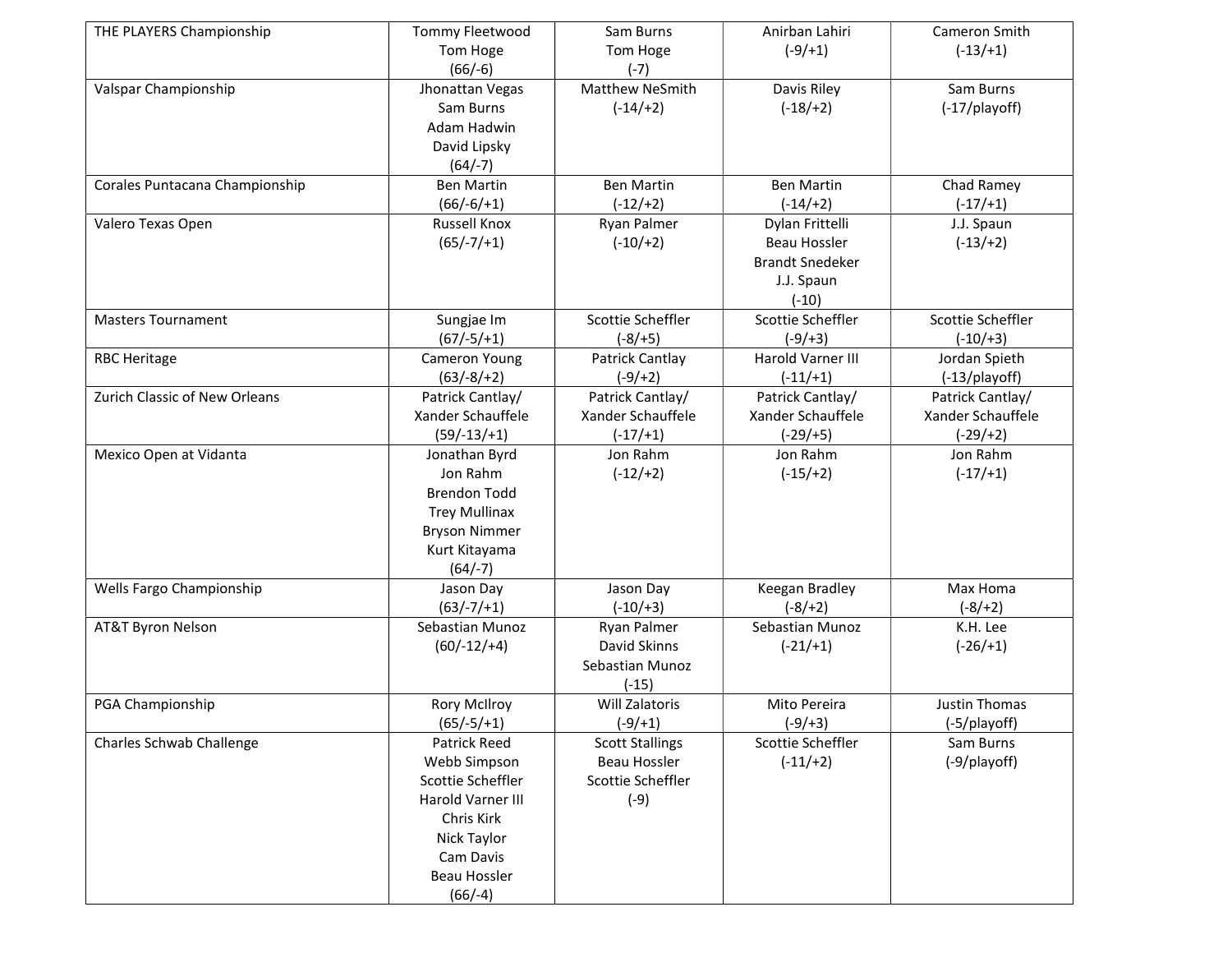| THE PLAYERS Championship | Tommy Fleetwood<br>Tom Hoge<br>(66/-6) | Sam Burns<br>Tom Hoge<br>(-7) | Anirban Lahiri<br>(-9/+1) | Cameron Smith<br>(-13/+1) |
|---|---|---|---|---|
| Valspar Championship | Jhonattan Vegas<br>Sam Burns<br>Adam Hadwin<br>David Lipsky<br>(64/-7) | Matthew NeSmith<br>(-14/+2) | Davis Riley<br>(-18/+2) | Sam Burns<br>(-17/playoff) |
| Corales Puntacana Championship | Ben Martin<br>(66/-6/+1) | Ben Martin<br>(-12/+2) | Ben Martin<br>(-14/+2) | Chad Ramey<br>(-17/+1) |
| Valero Texas Open | Russell Knox<br>(65/-7/+1) | Ryan Palmer<br>(-10/+2) | Dylan Frittelli<br>Beau Hossler<br>Brandt Snedeker<br>J.J. Spaun<br>(-10) | J.J. Spaun<br>(-13/+2) |
| Masters Tournament | Sungjae Im<br>(67/-5/+1) | Scottie Scheffler<br>(-8/+5) | Scottie Scheffler<br>(-9/+3) | Scottie Scheffler<br>(-10/+3) |
| RBC Heritage | Cameron Young<br>(63/-8/+2) | Patrick Cantlay<br>(-9/+2) | Harold Varner III<br>(-11/+1) | Jordan Spieth<br>(-13/playoff) |
| Zurich Classic of New Orleans | Patrick Cantlay/<br>Xander Schauffele<br>(59/-13/+1) | Patrick Cantlay/<br>Xander Schauffele<br>(-17/+1) | Patrick Cantlay/<br>Xander Schauffele<br>(-29/+5) | Patrick Cantlay/<br>Xander Schauffele<br>(-29/+2) |
| Mexico Open at Vidanta | Jonathan Byrd<br>Jon Rahm<br>Brendon Todd<br>Trey Mullinax<br>Bryson Nimmer<br>Kurt Kitayama<br>(64/-7) | Jon Rahm<br>(-12/+2) | Jon Rahm<br>(-15/+2) | Jon Rahm<br>(-17/+1) |
| Wells Fargo Championship | Jason Day<br>(63/-7/+1) | Jason Day<br>(-10/+3) | Keegan Bradley<br>(-8/+2) | Max Homa<br>(-8/+2) |
| AT&T Byron Nelson | Sebastian Munoz<br>(60/-12/+4) | Ryan Palmer<br>David Skinns<br>Sebastian Munoz<br>(-15) | Sebastian Munoz<br>(-21/+1) | K.H. Lee<br>(-26/+1) |
| PGA Championship | Rory McIlroy<br>(65/-5/+1) | Will Zalatoris<br>(-9/+1) | Mito Pereira<br>(-9/+3) | Justin Thomas<br>(-5/playoff) |
| Charles Schwab Challenge | Patrick Reed<br>Webb Simpson<br>Scottie Scheffler<br>Harold Varner III<br>Chris Kirk<br>Nick Taylor<br>Cam Davis<br>Beau Hossler<br>(66/-4) | Scott Stallings<br>Beau Hossler<br>Scottie Scheffler<br>(-9) | Scottie Scheffler<br>(-11/+2) | Sam Burns<br>(-9/playoff) |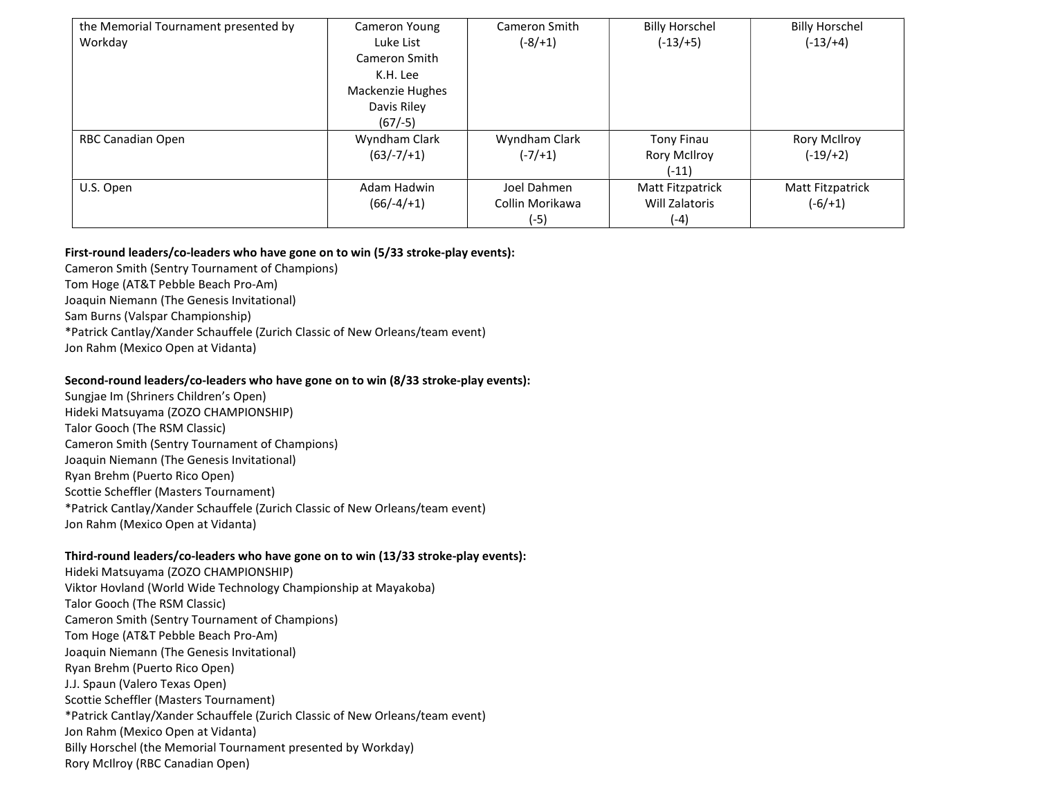| | | | | |
|---|---|---|---|---|
| the Memorial Tournament presented by Workday | Cameron Young<br>Luke List<br>Cameron Smith<br>K.H. Lee<br>Mackenzie Hughes<br>Davis Riley<br>(67/-5) | Cameron Smith<br>(-8/+1) | Billy Horschel<br>(-13/+5) | Billy Horschel<br>(-13/+4) |
| RBC Canadian Open | Wyndham Clark<br>(63/-7/+1) | Wyndham Clark<br>(-7/+1) | Tony Finau<br>Rory McIlroy<br>(-11) | Rory McIlroy<br>(-19/+2) |
| U.S. Open | Adam Hadwin<br>(66/-4/+1) | Joel Dahmen<br>Collin Morikawa<br>(-5) | Matt Fitzpatrick<br>Will Zalatoris<br>(-4) | Matt Fitzpatrick<br>(-6/+1) |

**First-round leaders/co-leaders who have gone on to win (5/33 stroke-play events):**
Cameron Smith (Sentry Tournament of Champions)
Tom Hoge (AT&T Pebble Beach Pro-Am)
Joaquin Niemann (The Genesis Invitational)
Sam Burns (Valspar Championship)
*Patrick Cantlay/Xander Schauffele (Zurich Classic of New Orleans/team event)
Jon Rahm (Mexico Open at Vidanta)

**Second-round leaders/co-leaders who have gone on to win (8/33 stroke-play events):**
Sungjae Im (Shriners Children's Open)
Hideki Matsuyama (ZOZO CHAMPIONSHIP)
Talor Gooch (The RSM Classic)
Cameron Smith (Sentry Tournament of Champions)
Joaquin Niemann (The Genesis Invitational)
Ryan Brehm (Puerto Rico Open)
Scottie Scheffler (Masters Tournament)
*Patrick Cantlay/Xander Schauffele (Zurich Classic of New Orleans/team event)
Jon Rahm (Mexico Open at Vidanta)

**Third-round leaders/co-leaders who have gone on to win (13/33 stroke-play events):**
Hideki Matsuyama (ZOZO CHAMPIONSHIP)
Viktor Hovland (World Wide Technology Championship at Mayakoba)
Talor Gooch (The RSM Classic)
Cameron Smith (Sentry Tournament of Champions)
Tom Hoge (AT&T Pebble Beach Pro-Am)
Joaquin Niemann (The Genesis Invitational)
Ryan Brehm (Puerto Rico Open)
J.J. Spaun (Valero Texas Open)
Scottie Scheffler (Masters Tournament)
*Patrick Cantlay/Xander Schauffele (Zurich Classic of New Orleans/team event)
Jon Rahm (Mexico Open at Vidanta)
Billy Horschel (the Memorial Tournament presented by Workday)
Rory McIlroy (RBC Canadian Open)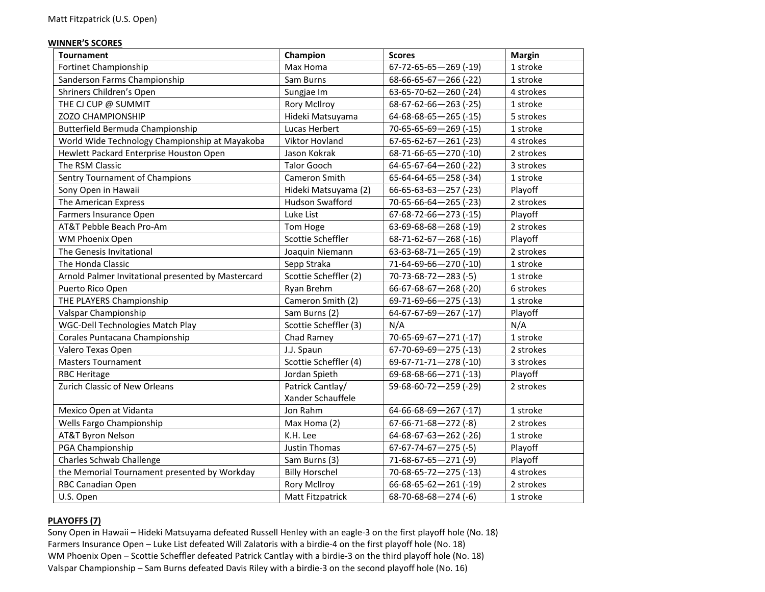Matt Fitzpatrick (U.S. Open)

**WINNER'S SCORES**

| Tournament | Champion | Scores | Margin |
|---|---|---|---|
| Fortinet Championship | Max Homa | 67-72-65-65—269 (-19) | 1 stroke |
| Sanderson Farms Championship | Sam Burns | 68-66-65-67—266 (-22) | 1 stroke |
| Shriners Children's Open | Sungjae Im | 63-65-70-62—260 (-24) | 4 strokes |
| THE CJ CUP @ SUMMIT | Rory McIlroy | 68-67-62-66—263 (-25) | 1 stroke |
| ZOZO CHAMPIONSHIP | Hideki Matsuyama | 64-68-68-65—265 (-15) | 5 strokes |
| Butterfield Bermuda Championship | Lucas Herbert | 70-65-65-69—269 (-15) | 1 stroke |
| World Wide Technology Championship at Mayakoba | Viktor Hovland | 67-65-62-67—261 (-23) | 4 strokes |
| Hewlett Packard Enterprise Houston Open | Jason Kokrak | 68-71-66-65—270 (-10) | 2 strokes |
| The RSM Classic | Talor Gooch | 64-65-67-64—260 (-22) | 3 strokes |
| Sentry Tournament of Champions | Cameron Smith | 65-64-64-65—258 (-34) | 1 stroke |
| Sony Open in Hawaii | Hideki Matsuyama (2) | 66-65-63-63—257 (-23) | Playoff |
| The American Express | Hudson Swafford | 70-65-66-64—265 (-23) | 2 strokes |
| Farmers Insurance Open | Luke List | 67-68-72-66—273 (-15) | Playoff |
| AT&T Pebble Beach Pro-Am | Tom Hoge | 63-69-68-68—268 (-19) | 2 strokes |
| WM Phoenix Open | Scottie Scheffler | 68-71-62-67—268 (-16) | Playoff |
| The Genesis Invitational | Joaquin Niemann | 63-63-68-71—265 (-19) | 2 strokes |
| The Honda Classic | Sepp Straka | 71-64-69-66—270 (-10) | 1 stroke |
| Arnold Palmer Invitational presented by Mastercard | Scottie Scheffler (2) | 70-73-68-72—283 (-5) | 1 stroke |
| Puerto Rico Open | Ryan Brehm | 66-67-68-67—268 (-20) | 6 strokes |
| THE PLAYERS Championship | Cameron Smith (2) | 69-71-69-66—275 (-13) | 1 stroke |
| Valspar Championship | Sam Burns (2) | 64-67-67-69—267 (-17) | Playoff |
| WGC-Dell Technologies Match Play | Scottie Scheffler (3) | N/A | N/A |
| Corales Puntacana Championship | Chad Ramey | 70-65-69-67—271 (-17) | 1 stroke |
| Valero Texas Open | J.J. Spaun | 67-70-69-69—275 (-13) | 2 strokes |
| Masters Tournament | Scottie Scheffler (4) | 69-67-71-71—278 (-10) | 3 strokes |
| RBC Heritage | Jordan Spieth | 69-68-68-66—271 (-13) | Playoff |
| Zurich Classic of New Orleans | Patrick Cantlay/ Xander Schauffele | 59-68-60-72—259 (-29) | 2 strokes |
| Mexico Open at Vidanta | Jon Rahm | 64-66-68-69—267 (-17) | 1 stroke |
| Wells Fargo Championship | Max Homa (2) | 67-66-71-68—272 (-8) | 2 strokes |
| AT&T Byron Nelson | K.H. Lee | 64-68-67-63—262 (-26) | 1 stroke |
| PGA Championship | Justin Thomas | 67-67-74-67—275 (-5) | Playoff |
| Charles Schwab Challenge | Sam Burns (3) | 71-68-67-65—271 (-9) | Playoff |
| the Memorial Tournament presented by Workday | Billy Horschel | 70-68-65-72—275 (-13) | 4 strokes |
| RBC Canadian Open | Rory McIlroy | 66-68-65-62—261 (-19) | 2 strokes |
| U.S. Open | Matt Fitzpatrick | 68-70-68-68—274 (-6) | 1 stroke |

**PLAYOFFS (7)**

Sony Open in Hawaii – Hideki Matsuyama defeated Russell Henley with an eagle-3 on the first playoff hole (No. 18)
Farmers Insurance Open – Luke List defeated Will Zalatoris with a birdie-4 on the first playoff hole (No. 18)
WM Phoenix Open – Scottie Scheffler defeated Patrick Cantlay with a birdie-3 on the third playoff hole (No. 18)
Valspar Championship – Sam Burns defeated Davis Riley with a birdie-3 on the second playoff hole (No. 16)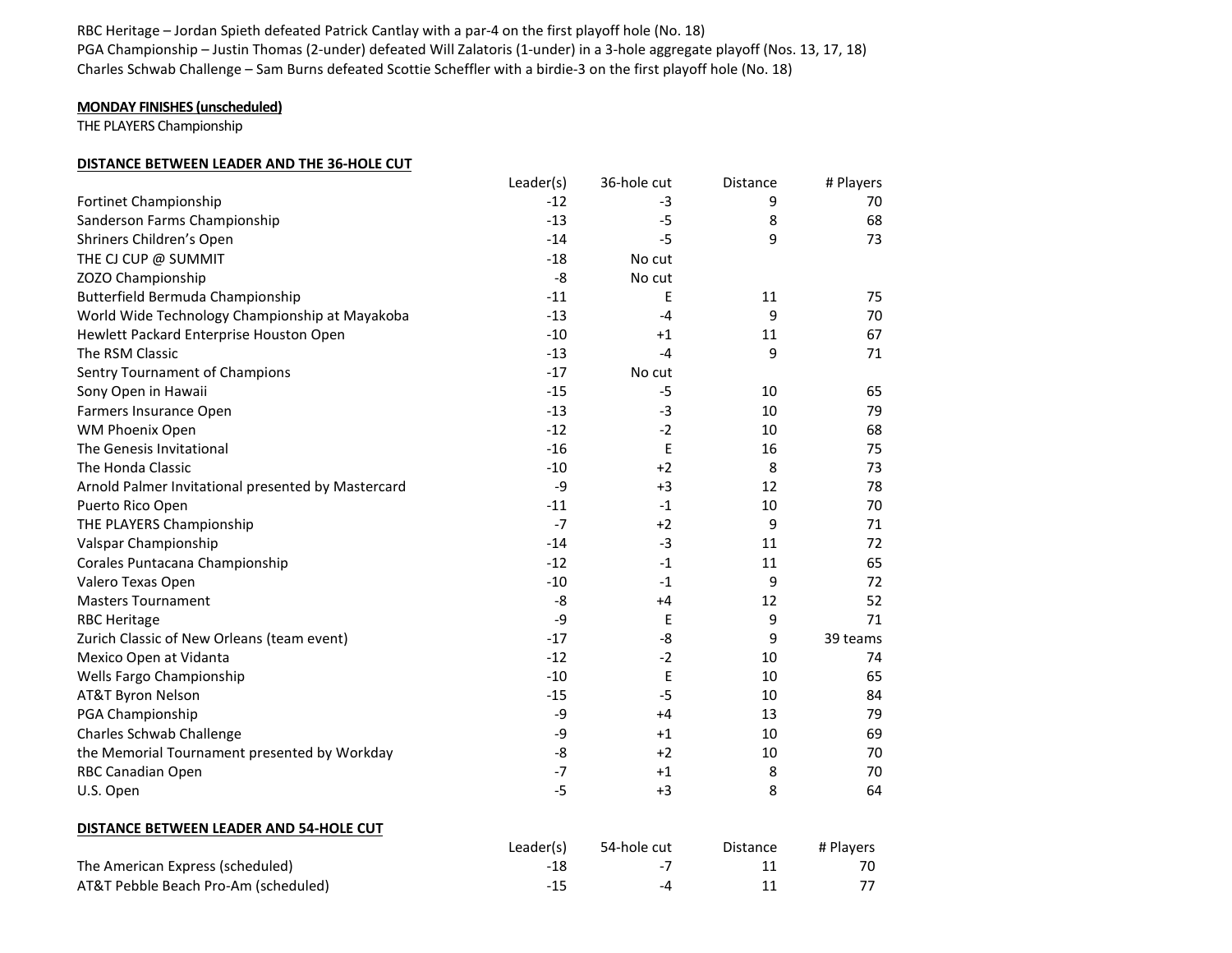RBC Heritage – Jordan Spieth defeated Patrick Cantlay with a par-4 on the first playoff hole (No. 18)
PGA Championship – Justin Thomas (2-under) defeated Will Zalatoris (1-under) in a 3-hole aggregate playoff (Nos. 13, 17, 18)
Charles Schwab Challenge – Sam Burns defeated Scottie Scheffler with a birdie-3 on the first playoff hole (No. 18)

**MONDAY FINISHES (unscheduled)**

THE PLAYERS Championship

**DISTANCE BETWEEN LEADER AND THE 36-HOLE CUT**

| | Leader(s) | 36-hole cut | Distance | # Players |
|---|---|---|---|---|
| Fortinet Championship | -12 | -3 | 9 | 70 |
| Sanderson Farms Championship | -13 | -5 | 8 | 68 |
| Shriners Children's Open | -14 | -5 | 9 | 73 |
| THE CJ CUP @ SUMMIT | -18 | No cut | | |
| ZOZO Championship | -8 | No cut | | |
| Butterfield Bermuda Championship | -11 | E | 11 | 75 |
| World Wide Technology Championship at Mayakoba | -13 | -4 | 9 | 70 |
| Hewlett Packard Enterprise Houston Open | -10 | +1 | 11 | 67 |
| The RSM Classic | -13 | -4 | 9 | 71 |
| Sentry Tournament of Champions | -17 | No cut | | |
| Sony Open in Hawaii | -15 | -5 | 10 | 65 |
| Farmers Insurance Open | -13 | -3 | 10 | 79 |
| WM Phoenix Open | -12 | -2 | 10 | 68 |
| The Genesis Invitational | -16 | E | 16 | 75 |
| The Honda Classic | -10 | +2 | 8 | 73 |
| Arnold Palmer Invitational presented by Mastercard | -9 | +3 | 12 | 78 |
| Puerto Rico Open | -11 | -1 | 10 | 70 |
| THE PLAYERS Championship | -7 | +2 | 9 | 71 |
| Valspar Championship | -14 | -3 | 11 | 72 |
| Corales Puntacana Championship | -12 | -1 | 11 | 65 |
| Valero Texas Open | -10 | -1 | 9 | 72 |
| Masters Tournament | -8 | +4 | 12 | 52 |
| RBC Heritage | -9 | E | 9 | 71 |
| Zurich Classic of New Orleans (team event) | -17 | -8 | 9 | 39 teams |
| Mexico Open at Vidanta | -12 | -2 | 10 | 74 |
| Wells Fargo Championship | -10 | E | 10 | 65 |
| AT&T Byron Nelson | -15 | -5 | 10 | 84 |
| PGA Championship | -9 | +4 | 13 | 79 |
| Charles Schwab Challenge | -9 | +1 | 10 | 69 |
| the Memorial Tournament presented by Workday | -8 | +2 | 10 | 70 |
| RBC Canadian Open | -7 | +1 | 8 | 70 |
| U.S. Open | -5 | +3 | 8 | 64 |

**DISTANCE BETWEEN LEADER AND 54-HOLE CUT**

| | Leader(s) | 54-hole cut | Distance | # Players |
|---|---|---|---|---|
| The American Express (scheduled) | -18 | -7 | 11 | 70 |
| AT&T Pebble Beach Pro-Am (scheduled) | -15 | -4 | 11 | 77 |